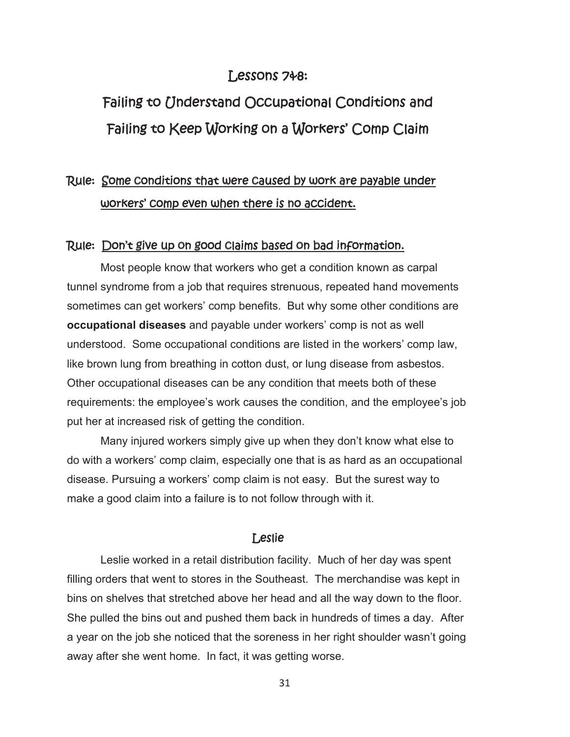# Lessons 7&8:

# Failing to Understand Occupational Conditions and Failing to Keep Working on a Workers' Comp Claim

## Rule: <u>Some conditions that were caused by work are payable under workers' comp even when there is no accident.</u>

## Rule: <u>Don't give up on good claims based on bad information.</u>

Most people know that workers who get a condition known as carpal tunnel syndrome from a job that requires strenuous, repeated hand movements sometimes can get workers' comp benefits. But why some other conditions are **occupational diseases** and payable under workers' comp is not as well understood. Some occupational conditions are listed in the workers' comp law, like brown lung from breathing in cotton dust, or lung disease from asbestos. Other occupational diseases can be any condition that meets both of these requirements: the employee's work causes the condition, and the employee's job put her at increased risk of getting the condition.

Many injured workers simply give up when they don't know what else to do with a workers' comp claim, especially one that is as hard as an occupational disease. Pursuing a workers' comp claim is not easy. But the surest way to make a good claim into a failure is to not follow through with it.

### Leslie

Leslie worked in a retail distribution facility. Much of her day was spent filling orders that went to stores in the Southeast. The merchandise was kept in bins on shelves that stretched above her head and all the way down to the floor. She pulled the bins out and pushed them back in hundreds of times a day. After a year on the job she noticed that the soreness in her right shoulder wasn't going away after she went home. In fact, it was getting worse.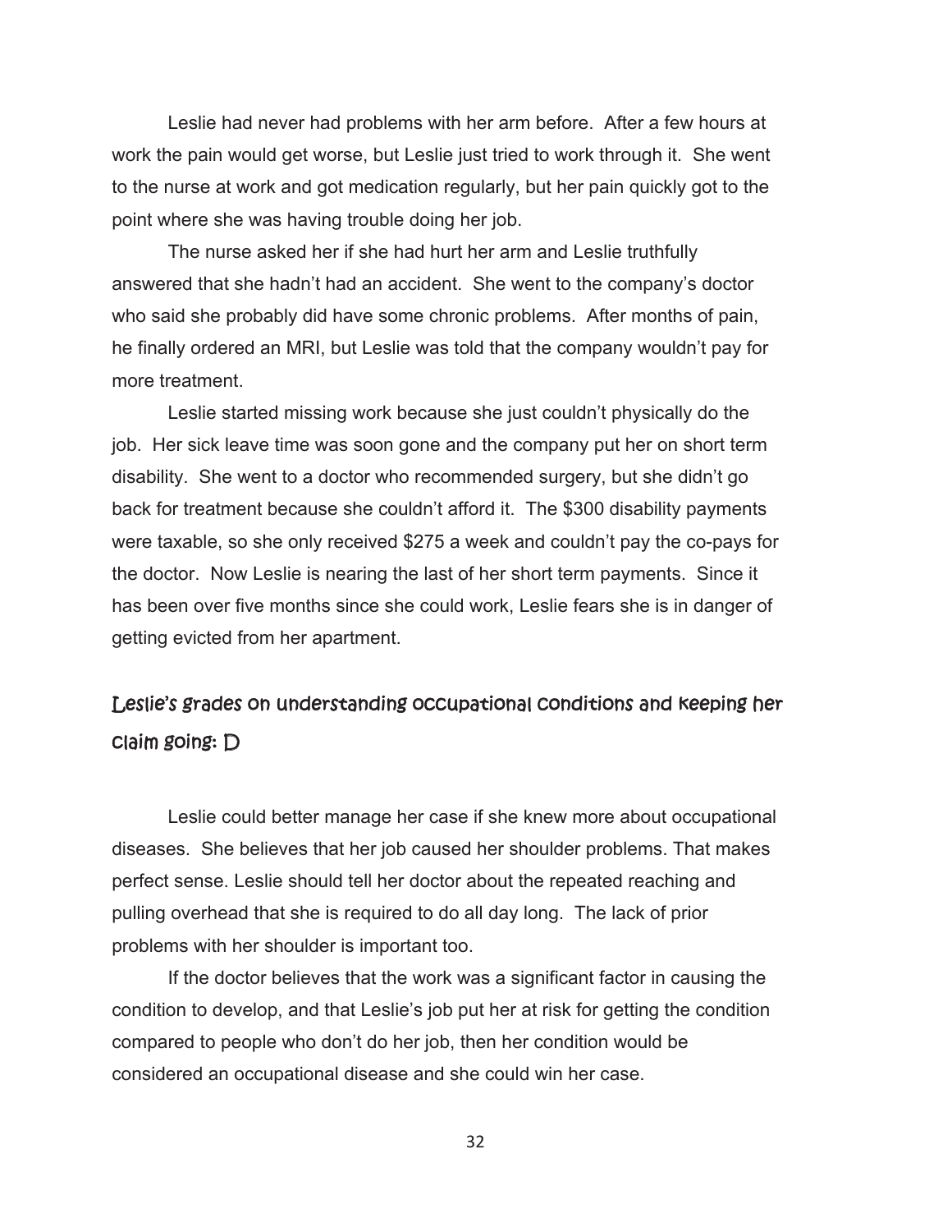Leslie had never had problems with her arm before. After a few hours at work the pain would get worse, but Leslie just tried to work through it. She went to the nurse at work and got medication regularly, but her pain quickly got to the point where she was having trouble doing her job.

The nurse asked her if she had hurt her arm and Leslie truthfully answered that she hadn't had an accident. She went to the company's doctor who said she probably did have some chronic problems. After months of pain, he finally ordered an MRI, but Leslie was told that the company wouldn't pay for more treatment.

Leslie started missing work because she just couldn't physically do the job. Her sick leave time was soon gone and the company put her on short term disability. She went to a doctor who recommended surgery, but she didn't go back for treatment because she couldn't afford it. The $300 disability payments were taxable, so she only received $275 a week and couldn't pay the co-pays for the doctor. Now Leslie is nearing the last of her short term payments. Since it has been over five months since she could work, Leslie fears she is in danger of getting evicted from her apartment.

## Leslie's grades on understanding occupational conditions and keeping her claim going: D

Leslie could better manage her case if she knew more about occupational diseases. She believes that her job caused her shoulder problems. That makes perfect sense. Leslie should tell her doctor about the repeated reaching and pulling overhead that she is required to do all day long. The lack of prior problems with her shoulder is important too.

If the doctor believes that the work was a significant factor in causing the condition to develop, and that Leslie's job put her at risk for getting the condition compared to people who don't do her job, then her condition would be considered an occupational disease and she could win her case.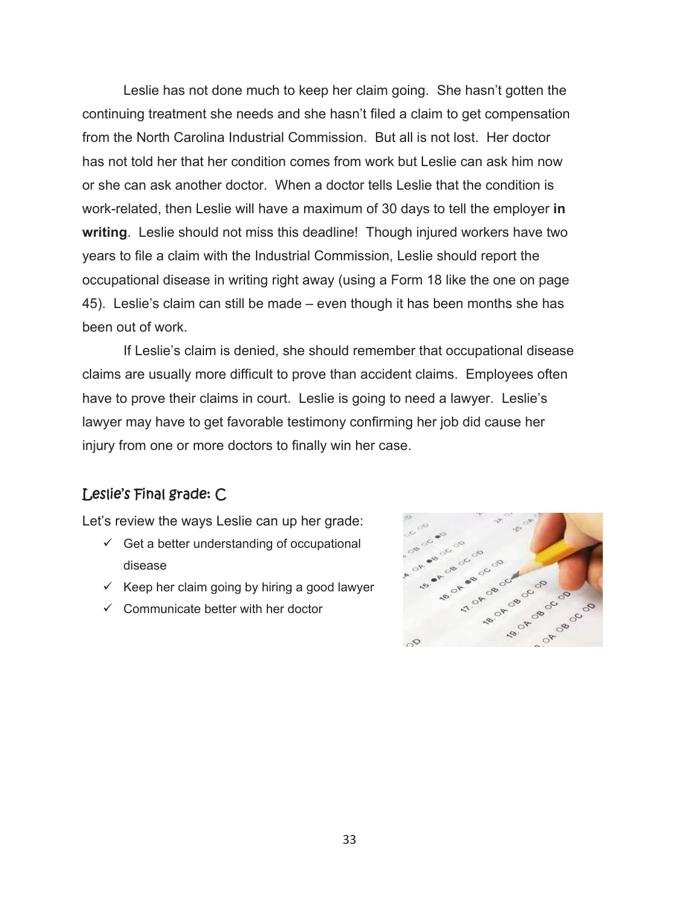Leslie has not done much to keep her claim going. She hasn't gotten the continuing treatment she needs and she hasn't filed a claim to get compensation from the North Carolina Industrial Commission. But all is not lost. Her doctor has not told her that her condition comes from work but Leslie can ask him now or she can ask another doctor. When a doctor tells Leslie that the condition is work-related, then Leslie will have a maximum of 30 days to tell the employer **in writing**. Leslie should not miss this deadline! Though injured workers have two years to file a claim with the Industrial Commission, Leslie should report the occupational disease in writing right away (using a Form 18 like the one on page 45). Leslie's claim can still be made – even though it has been months she has been out of work.

If Leslie's claim is denied, she should remember that occupational disease claims are usually more difficult to prove than accident claims. Employees often have to prove their claims in court. Leslie is going to need a lawyer. Leslie's lawyer may have to get favorable testimony confirming her job did cause her injury from one or more doctors to finally win her case.

## Leslie's Final grade: C

Let's review the ways Leslie can up her grade:

- ✓ Get a better understanding of occupational disease
- ✓ Keep her claim going by hiring a good lawyer
- ✓ Communicate better with her doctor